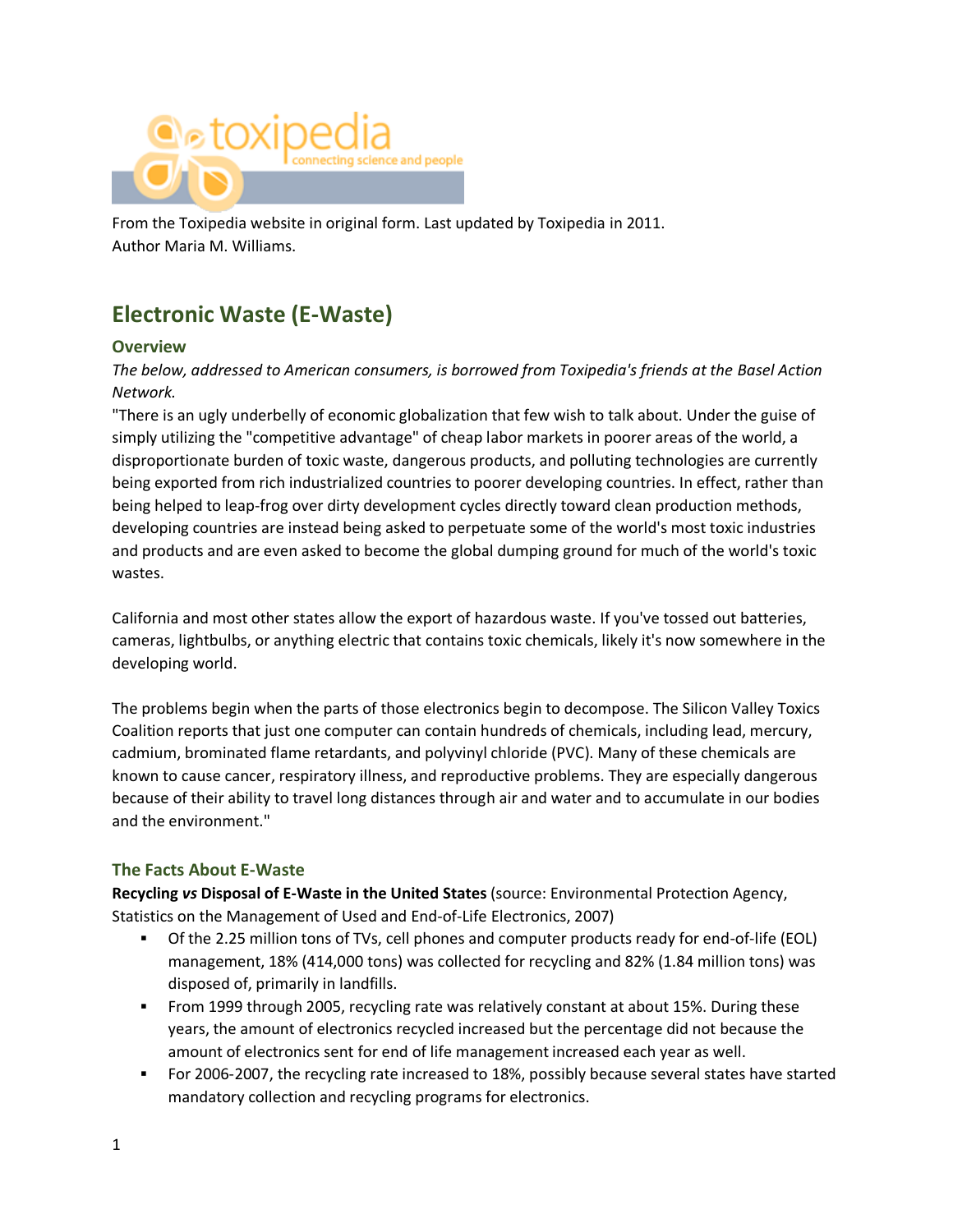From the Toxipedia website in original form. Last updated by Toxipedia in 2011.
Author Maria M. Williams.

# Electronic Waste (E-Waste)

## Overview

*The below, addressed to American consumers, is borrowed from Toxipedia's friends at the Basel Action Network.*

"There is an ugly underbelly of economic globalization that few wish to talk about. Under the guise of simply utilizing the "competitive advantage" of cheap labor markets in poorer areas of the world, a disproportionate burden of toxic waste, dangerous products, and polluting technologies are currently being exported from rich industrialized countries to poorer developing countries. In effect, rather than being helped to leap-frog over dirty development cycles directly toward clean production methods, developing countries are instead being asked to perpetuate some of the world's most toxic industries and products and are even asked to become the global dumping ground for much of the world's toxic wastes.

California and most other states allow the export of hazardous waste. If you've tossed out batteries, cameras, lightbulbs, or anything electric that contains toxic chemicals, likely it's now somewhere in the developing world.

The problems begin when the parts of those electronics begin to decompose. The Silicon Valley Toxics Coalition reports that just one computer can contain hundreds of chemicals, including lead, mercury, cadmium, brominated flame retardants, and polyvinyl chloride (PVC). Many of these chemicals are known to cause cancer, respiratory illness, and reproductive problems. They are especially dangerous because of their ability to travel long distances through air and water and to accumulate in our bodies and the environment."

### The Facts About E-Waste

**Recycling *vs* Disposal of E-Waste in the United States** (source: Environmental Protection Agency, Statistics on the Management of Used and End-of-Life Electronics, 2007)

- Of the 2.25 million tons of TVs, cell phones and computer products ready for end-of-life (EOL) management, 18% (414,000 tons) was collected for recycling and 82% (1.84 million tons) was disposed of, primarily in landfills.
- From 1999 through 2005, recycling rate was relatively constant at about 15%. During these years, the amount of electronics recycled increased but the percentage did not because the amount of electronics sent for end of life management increased each year as well.
- For 2006-2007, the recycling rate increased to 18%, possibly because several states have started mandatory collection and recycling programs for electronics.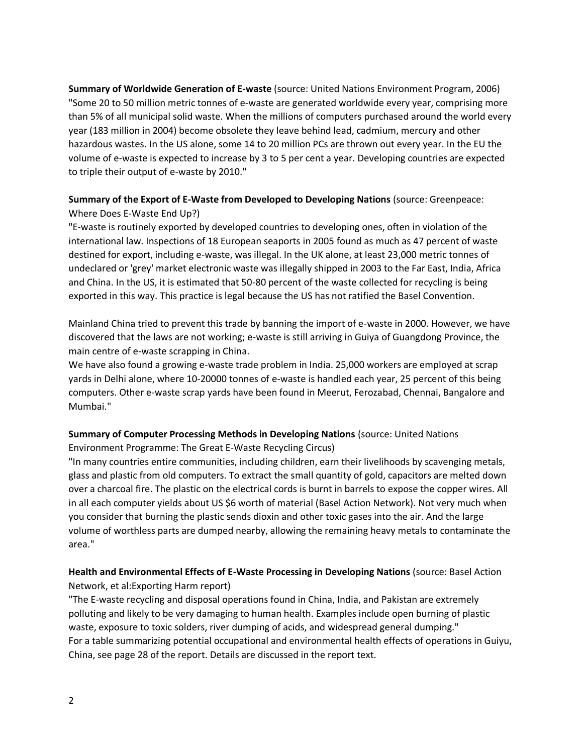**Summary of Worldwide Generation of E-waste** (source: United Nations Environment Program, 2006)
"Some 20 to 50 million metric tonnes of e-waste are generated worldwide every year, comprising more than 5% of all municipal solid waste. When the millions of computers purchased around the world every year (183 million in 2004) become obsolete they leave behind lead, cadmium, mercury and other hazardous wastes. In the US alone, some 14 to 20 million PCs are thrown out every year. In the EU the volume of e-waste is expected to increase by 3 to 5 per cent a year. Developing countries are expected to triple their output of e-waste by 2010."

**Summary of the Export of E-Waste from Developed to Developing Nations** (source: Greenpeace: Where Does E-Waste End Up?)
"E-waste is routinely exported by developed countries to developing ones, often in violation of the international law. Inspections of 18 European seaports in 2005 found as much as 47 percent of waste destined for export, including e-waste, was illegal. In the UK alone, at least 23,000 metric tonnes of undeclared or 'grey' market electronic waste was illegally shipped in 2003 to the Far East, India, Africa and China. In the US, it is estimated that 50-80 percent of the waste collected for recycling is being exported in this way. This practice is legal because the US has not ratified the Basel Convention.

Mainland China tried to prevent this trade by banning the import of e-waste in 2000. However, we have discovered that the laws are not working; e-waste is still arriving in Guiya of Guangdong Province, the main centre of e-waste scrapping in China.
We have also found a growing e-waste trade problem in India. 25,000 workers are employed at scrap yards in Delhi alone, where 10-20000 tonnes of e-waste is handled each year, 25 percent of this being computers. Other e-waste scrap yards have been found in Meerut, Ferozabad, Chennai, Bangalore and Mumbai."

**Summary of Computer Processing Methods in Developing Nations** (source: United Nations Environment Programme: The Great E-Waste Recycling Circus)
"In many countries entire communities, including children, earn their livelihoods by scavenging metals, glass and plastic from old computers. To extract the small quantity of gold, capacitors are melted down over a charcoal fire. The plastic on the electrical cords is burnt in barrels to expose the copper wires. All in all each computer yields about US $6 worth of material (Basel Action Network). Not very much when you consider that burning the plastic sends dioxin and other toxic gases into the air. And the large volume of worthless parts are dumped nearby, allowing the remaining heavy metals to contaminate the area."

**Health and Environmental Effects of E-Waste Processing in Developing Nations** (source: Basel Action Network, et al:Exporting Harm report)
"The E-waste recycling and disposal operations found in China, India, and Pakistan are extremely polluting and likely to be very damaging to human health. Examples include open burning of plastic waste, exposure to toxic solders, river dumping of acids, and widespread general dumping."
For a table summarizing potential occupational and environmental health effects of operations in Guiyu, China, see page 28 of the report. Details are discussed in the report text.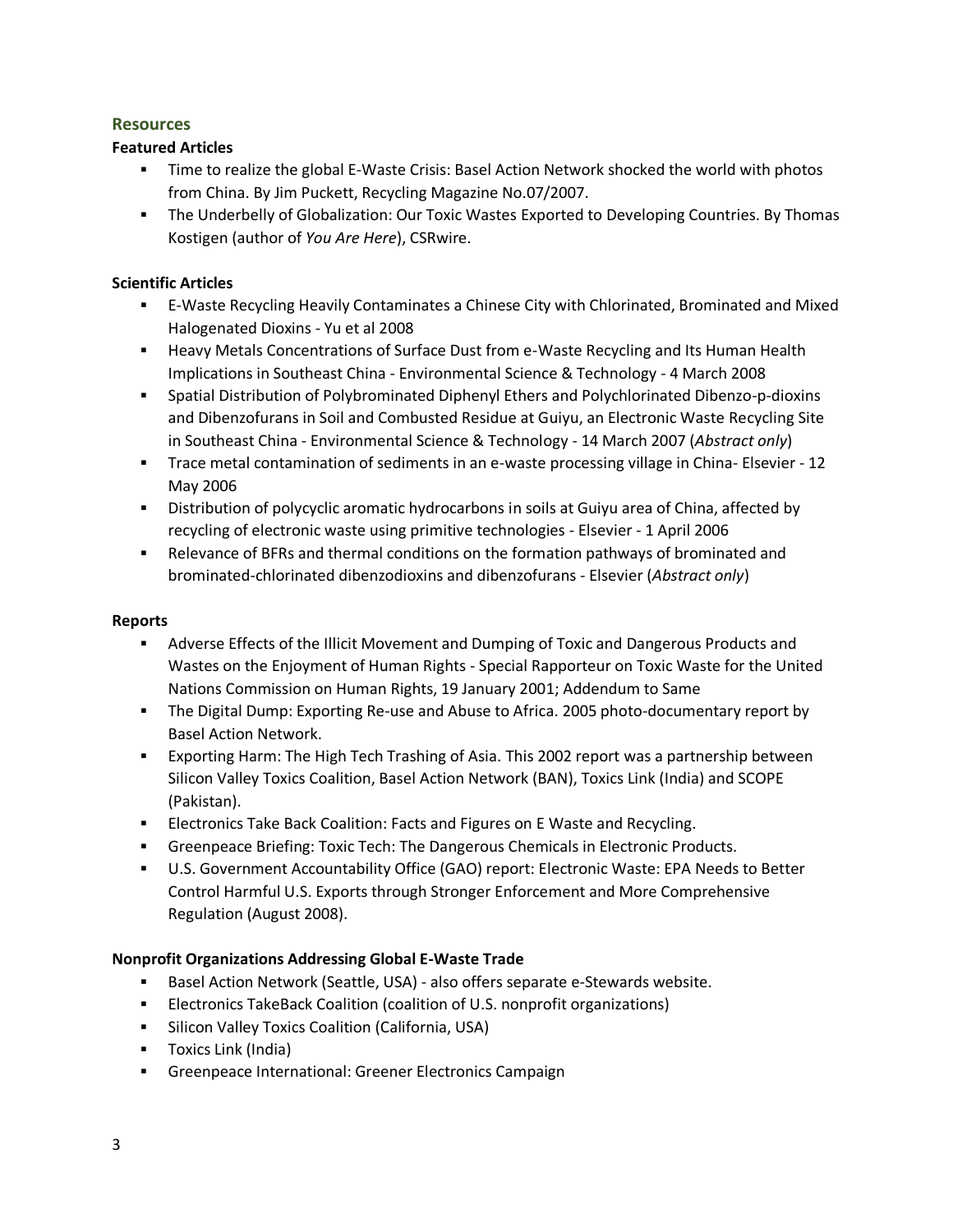## Resources

### Featured Articles

- Time to realize the global E-Waste Crisis: Basel Action Network shocked the world with photos from China. By Jim Puckett, Recycling Magazine No.07/2007.
- The Underbelly of Globalization: Our Toxic Wastes Exported to Developing Countries. By Thomas Kostigen (author of *You Are Here*), CSRwire.

### Scientific Articles

- E-Waste Recycling Heavily Contaminates a Chinese City with Chlorinated, Brominated and Mixed Halogenated Dioxins - Yu et al 2008
- Heavy Metals Concentrations of Surface Dust from e-Waste Recycling and Its Human Health Implications in Southeast China - Environmental Science & Technology - 4 March 2008
- Spatial Distribution of Polybrominated Diphenyl Ethers and Polychlorinated Dibenzo-p-dioxins and Dibenzofurans in Soil and Combusted Residue at Guiyu, an Electronic Waste Recycling Site in Southeast China - Environmental Science & Technology - 14 March 2007 (*Abstract only*)
- Trace metal contamination of sediments in an e-waste processing village in China- Elsevier - 12 May 2006
- Distribution of polycyclic aromatic hydrocarbons in soils at Guiyu area of China, affected by recycling of electronic waste using primitive technologies - Elsevier - 1 April 2006
- Relevance of BFRs and thermal conditions on the formation pathways of brominated and brominated-chlorinated dibenzodioxins and dibenzofurans - Elsevier (*Abstract only*)

### Reports

- Adverse Effects of the Illicit Movement and Dumping of Toxic and Dangerous Products and Wastes on the Enjoyment of Human Rights - Special Rapporteur on Toxic Waste for the United Nations Commission on Human Rights, 19 January 2001; Addendum to Same
- The Digital Dump: Exporting Re-use and Abuse to Africa. 2005 photo-documentary report by Basel Action Network.
- Exporting Harm: The High Tech Trashing of Asia. This 2002 report was a partnership between Silicon Valley Toxics Coalition, Basel Action Network (BAN), Toxics Link (India) and SCOPE (Pakistan).
- Electronics Take Back Coalition: Facts and Figures on E Waste and Recycling.
- Greenpeace Briefing: Toxic Tech: The Dangerous Chemicals in Electronic Products.
- U.S. Government Accountability Office (GAO) report: Electronic Waste: EPA Needs to Better Control Harmful U.S. Exports through Stronger Enforcement and More Comprehensive Regulation (August 2008).

### Nonprofit Organizations Addressing Global E-Waste Trade

- Basel Action Network (Seattle, USA) - also offers separate e-Stewards website.
- Electronics TakeBack Coalition (coalition of U.S. nonprofit organizations)
- Silicon Valley Toxics Coalition (California, USA)
- Toxics Link (India)
- Greenpeace International: Greener Electronics Campaign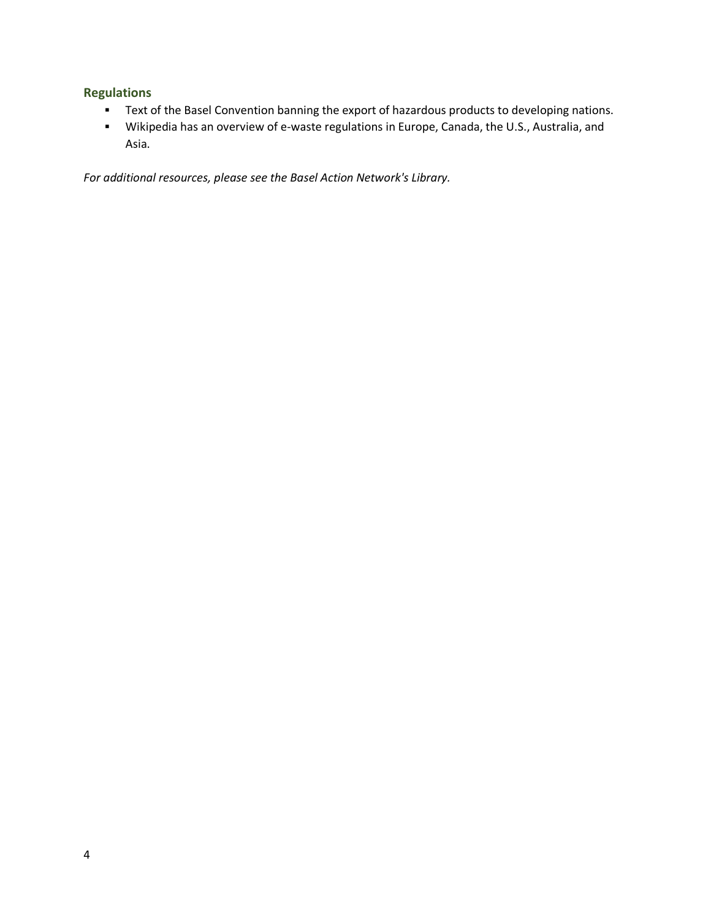## Regulations

- Text of the Basel Convention banning the export of hazardous products to developing nations.
- Wikipedia has an overview of e-waste regulations in Europe, Canada, the U.S., Australia, and Asia.

*For additional resources, please see the Basel Action Network's Library.*